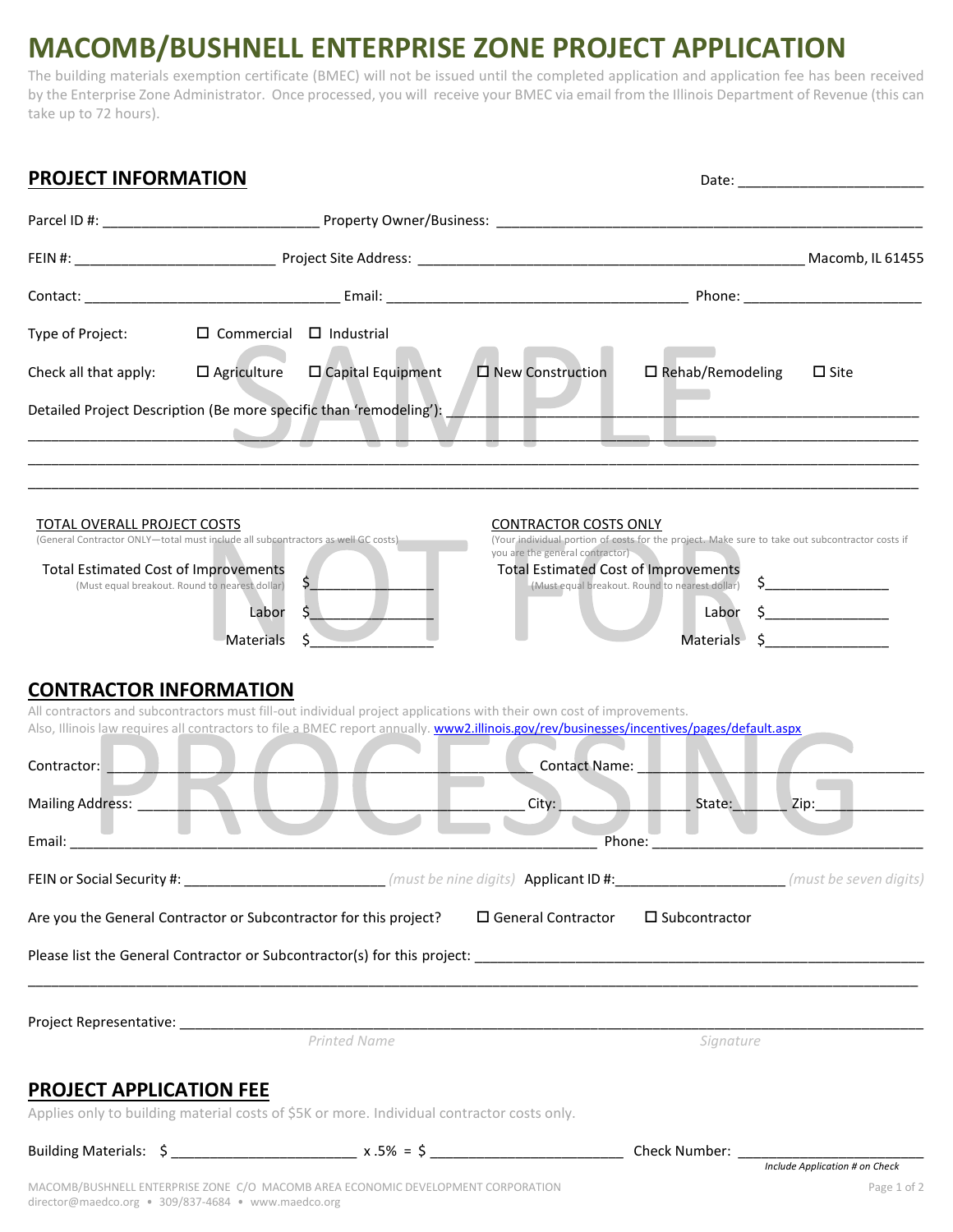# MACOMB/BUSHNELL ENTERPRISE ZONE PROJECT APPLICATION

The building materials exemption certificate (BMEC) will not be issued until the completed application and application fee has been received by the Enterprise Zone Administrator. Once processed, you will receive your BMEC via email from the Illinois Department of Revenue (this can take up to 72 hours).

## PROJECT INFORMATION

Date: ________________________

Parcel ID #: ___________________________ Property Owner/Business: ________________________________________________________

FEIN #: _________________________ Project Site Address: ________________________________________________ Macomb, IL 61455

Contact: ________________________________ Email: ______________________________________ Phone: ______________________

Type of Project: ☐ Commercial ☐ Industrial

Check all that apply: ☐ Agriculture ☐ Capital Equipment ☐ New Construction ☐ Rehab/Remodeling ☐ Site

Detailed Project Description (Be more specific than 'remodeling'): ____________________________________________________

________________________________________________________________________________________________

________________________________________________________________________________________________

________________________________________________________________________________________________

SAMPLE NOT FOR PROCESSING

**TOTAL OVERALL PROJECT COSTS**
(General Contractor ONLY—total must include all subcontractors as well GC costs)

Total Estimated Cost of Improvements (Must equal breakout. Round to nearest dollar) $_______________

Labor $_______________

Materials $_______________

**CONTRACTOR COSTS ONLY**
(Your individual portion of costs for the project. Make sure to take out subcontractor costs if you are the general contractor)

Total Estimated Cost of Improvements (Must equal breakout. Round to nearest dollar) $_______________

Labor $_______________

Materials $_______________

## CONTRACTOR INFORMATION

All contractors and subcontractors must fill-out individual project applications with their own cost of improvements.
Also, Illinois law requires all contractors to file a BMEC report annually. www2.illinois.gov/rev/businesses/incentives/pages/default.aspx

Contractor: ______________________________________________ Contact Name: _______________________________

Mailing Address: ___________________________________________ City: ________________ State: ______ Zip: __________

Email: ________________________________________________________________ Phone: ___________________________________

FEIN or Social Security #: _________________________ *(must be nine digits)* Applicant ID #: _____________________ *(must be seven digits)*

Are you the General Contractor or Subcontractor for this project? ☐ General Contractor ☐ Subcontractor

Please list the General Contractor or Subcontractor(s) for this project: __________________________________________________

________________________________________________________________________________________________

Project Representative: ____________________________________________________________________________________

*Printed Name* *Signature*

## PROJECT APPLICATION FEE

Applies only to building material costs of $5K or more. Individual contractor costs only.

Building Materials: $ _______________________ x .5% = $ ________________________ Check Number: ________________________

*Include Application # on Check*

MACOMB/BUSHNELL ENTERPRISE ZONE C/O MACOMB AREA ECONOMIC DEVELOPMENT CORPORATION
director@maedco.org • 309/837-4684 • www.maedco.org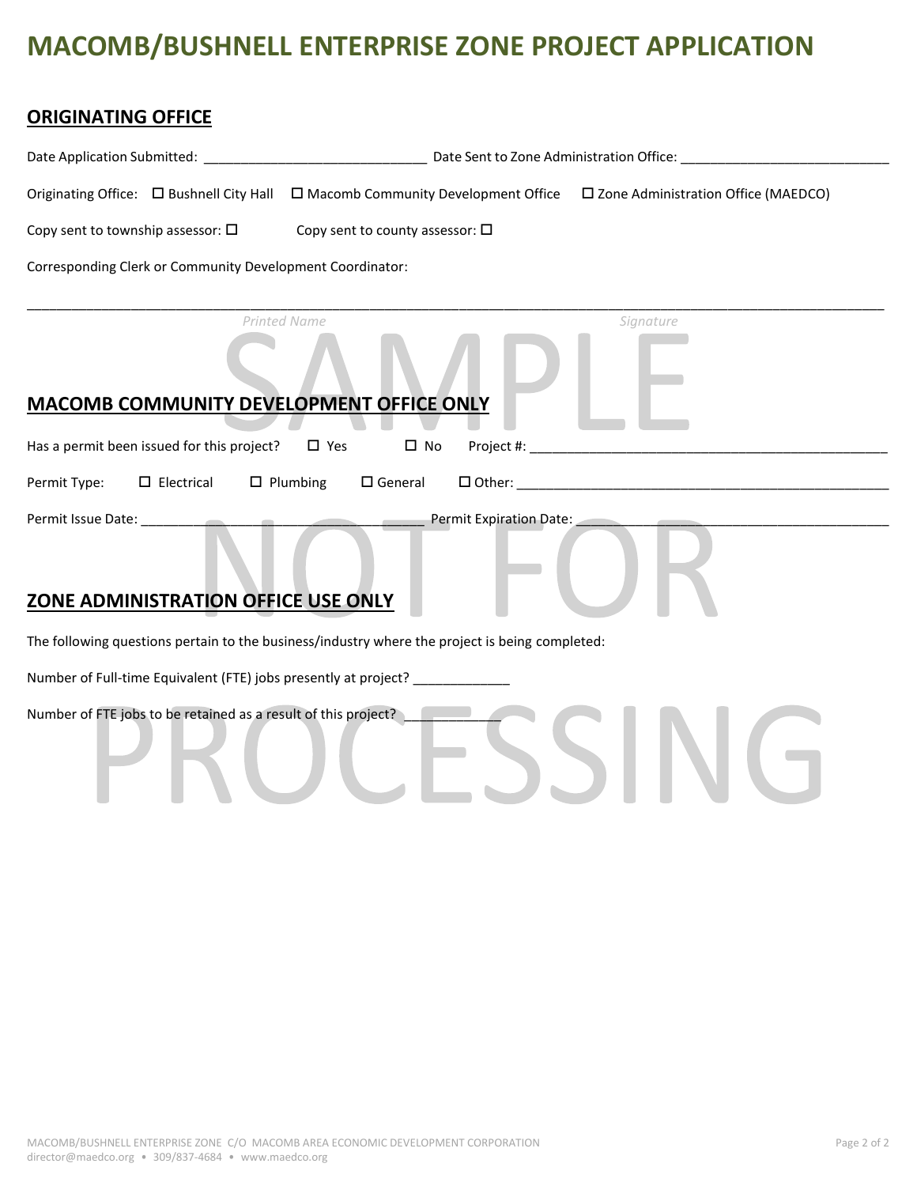# MACOMB/BUSHNELL ENTERPRISE ZONE PROJECT APPLICATION

## ORIGINATING OFFICE

Date Application Submitted: ______________________________ Date Sent to Zone Administration Office: ____________________________

Originating Office: ☐ Bushnell City Hall ☐ Macomb Community Development Office ☐ Zone Administration Office (MAEDCO)

Copy sent to township assessor: ☐ Copy sent to county assessor: ☐

Corresponding Clerk or Community Development Coordinator:

______________________________________________________________________________________________________________________

*Printed Name* *Signature*

SAMPLE

## MACOMB COMMUNITY DEVELOPMENT OFFICE ONLY

Has a permit been issued for this project? ☐ Yes ☐ No Project #: __________________________________________________

Permit Type: ☐ Electrical ☐ Plumbing ☐ General ☐ Other: __________________________________________________

Permit Issue Date: ______________________________________ Permit Expiration Date: ____________________________________________

NOT FOR

## ZONE ADMINISTRATION OFFICE USE ONLY

The following questions pertain to the business/industry where the project is being completed:

Number of Full-time Equivalent (FTE) jobs presently at project? _____________

Number of FTE jobs to be retained as a result of this project? _____________

PROCESSING

MACOMB/BUSHNELL ENTERPRISE ZONE C/O MACOMB AREA ECONOMIC DEVELOPMENT CORPORATION
director@maedco.org • 309/837-4684 • www.maedco.org